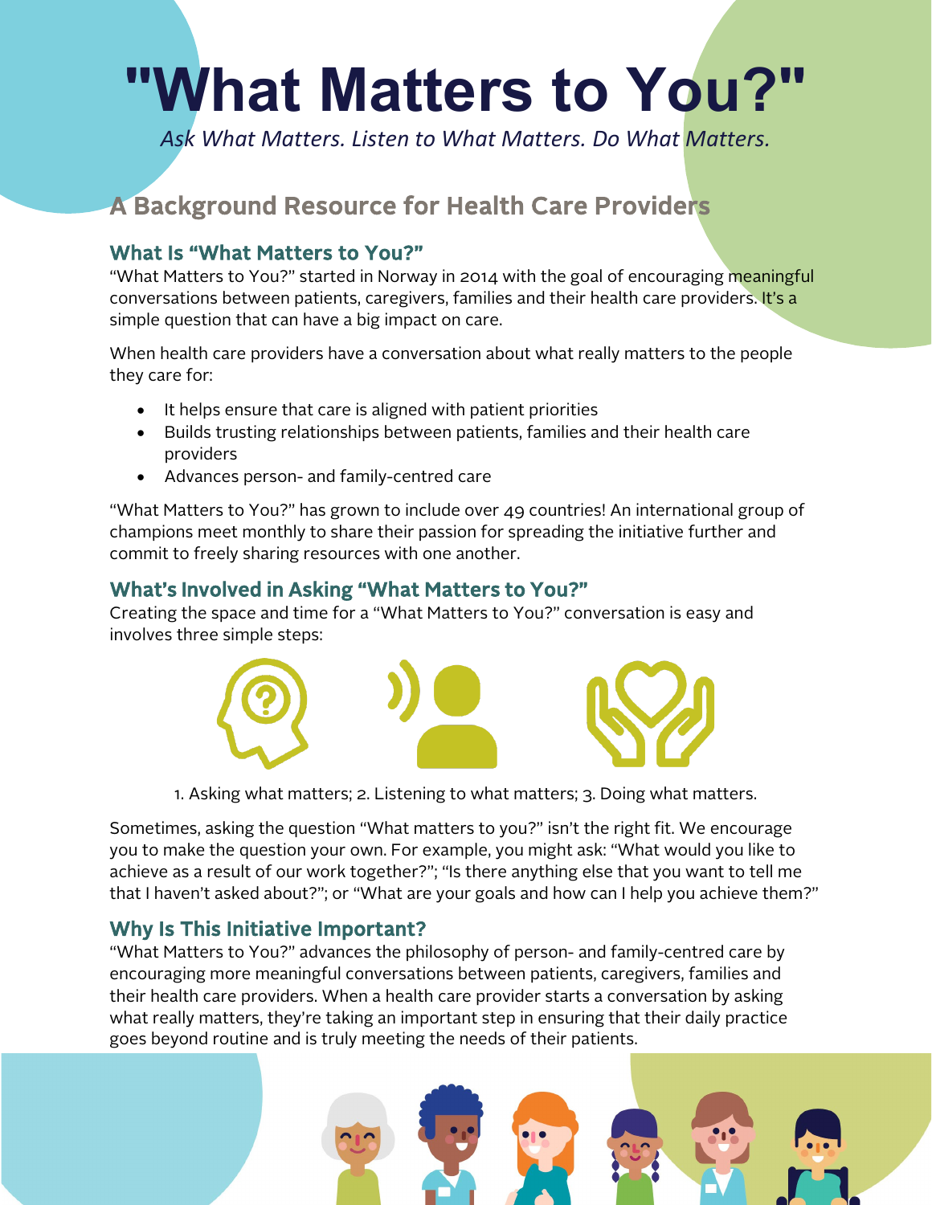# "What Matters to You?"

*Ask What Matters. Listen to What Matters. Do What Matters.*

## A Background Resource for Health Care Providers

### What Is "What Matters to You?"

"What Matters to You?" started in Norway in 2014 with the goal of encouraging meaningful conversations between patients, caregivers, families and their health care providers. It's a simple question that can have a big impact on care.

When health care providers have a conversation about what really matters to the people they care for:

- It helps ensure that care is aligned with patient priorities
- Builds trusting relationships between patients, families and their health care providers
- Advances person- and family-centred care

"What Matters to You?" has grown to include over 49 countries! An international group of champions meet monthly to share their passion for spreading the initiative further and commit to freely sharing resources with one another.

### What's Involved in Asking "What Matters to You?"

Creating the space and time for a "What Matters to You?" conversation is easy and involves three simple steps:

1. Asking what matters; 2. Listening to what matters; 3. Doing what matters.

Sometimes, asking the question "What matters to you?" isn't the right fit. We encourage you to make the question your own. For example, you might ask: "What would you like to achieve as a result of our work together?"; "Is there anything else that you want to tell me that I haven't asked about?"; or "What are your goals and how can I help you achieve them?"

### Why Is This Initiative Important?

"What Matters to You?" advances the philosophy of person- and family-centred care by encouraging more meaningful conversations between patients, caregivers, families and their health care providers. When a health care provider starts a conversation by asking what really matters, they're taking an important step in ensuring that their daily practice goes beyond routine and is truly meeting the needs of their patients.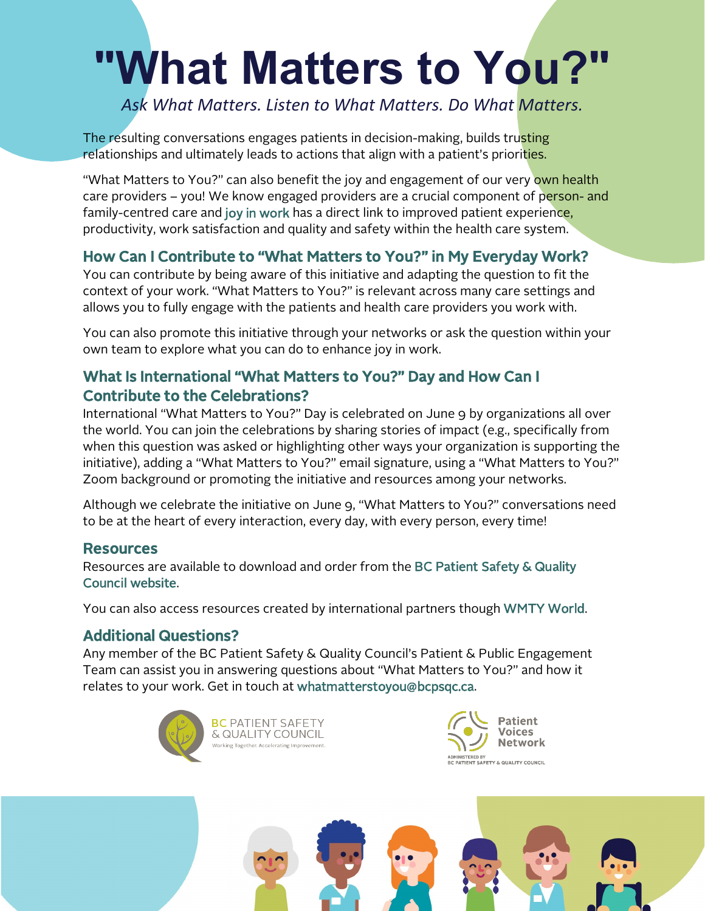# "What Matters to You?"

*Ask What Matters. Listen to What Matters. Do What Matters.*

The resulting conversations engages patients in decision-making, builds trusting relationships and ultimately leads to actions that align with a patient's priorities.

"What Matters to You?" can also benefit the joy and engagement of our very own health care providers – you! We know engaged providers are a crucial component of person- and family-centred care and joy in work has a direct link to improved patient experience, productivity, work satisfaction and quality and safety within the health care system.

## How Can I Contribute to "What Matters to You?" in My Everyday Work?

You can contribute by being aware of this initiative and adapting the question to fit the context of your work. "What Matters to You?" is relevant across many care settings and allows you to fully engage with the patients and health care providers you work with.

You can also promote this initiative through your networks or ask the question within your own team to explore what you can do to enhance joy in work.

## What Is International "What Matters to You?" Day and How Can I Contribute to the Celebrations?

International "What Matters to You?" Day is celebrated on June 9 by organizations all over the world. You can join the celebrations by sharing stories of impact (e.g., specifically from when this question was asked or highlighting other ways your organization is supporting the initiative), adding a "What Matters to You?" email signature, using a "What Matters to You?" Zoom background or promoting the initiative and resources among your networks.

Although we celebrate the initiative on June 9, "What Matters to You?" conversations need to be at the heart of every interaction, every day, with every person, every time!

## Resources

Resources are available to download and order from the BC Patient Safety & Quality Council website.

You can also access resources created by international partners though WMTY World.

## Additional Questions?

Any member of the BC Patient Safety & Quality Council's Patient & Public Engagement Team can assist you in answering questions about "What Matters to You?" and how it relates to your work. Get in touch at whatmatterstoyou@bcpsqc.ca.

BC PATIENT SAFETY & QUALITY COUNCIL
Working Together. Accelerating Improvement.

Patient Voices Network
ADMINISTERED BY BC PATIENT SAFETY & QUALITY COUNCIL